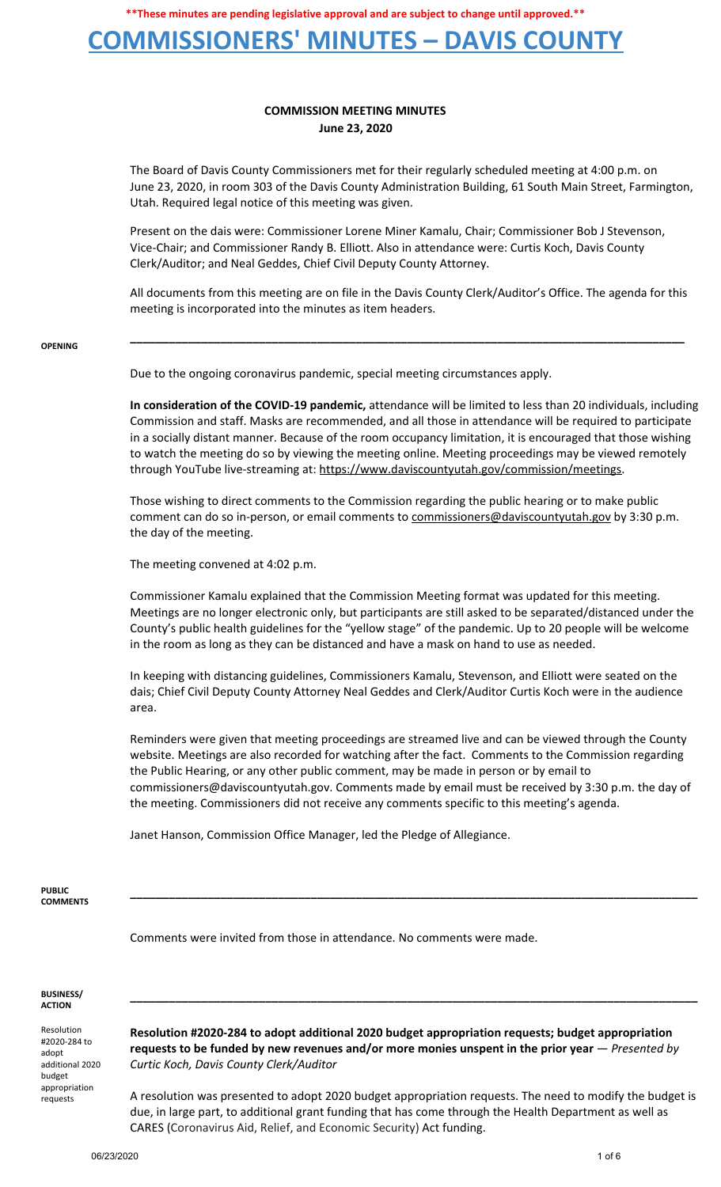**These minutes are pending legislative approval and are subject to change until approved.**

# COMMISSIONERS' MINUTES – DAVIS COUNTY

## COMMISSION MEETING MINUTES
**June 23, 2020**

The Board of Davis County Commissioners met for their regularly scheduled meeting at 4:00 p.m. on June 23, 2020, in room 303 of the Davis County Administration Building, 61 South Main Street, Farmington, Utah. Required legal notice of this meeting was given.

Present on the dais were: Commissioner Lorene Miner Kamalu, Chair; Commissioner Bob J Stevenson, Vice-Chair; and Commissioner Randy B. Elliott. Also in attendance were: Curtis Koch, Davis County Clerk/Auditor; and Neal Geddes, Chief Civil Deputy County Attorney.

All documents from this meeting are on file in the Davis County Clerk/Auditor's Office. The agenda for this meeting is incorporated into the minutes as item headers.

---

**OPENING**

Due to the ongoing coronavirus pandemic, special meeting circumstances apply.

**In consideration of the COVID-19 pandemic,** attendance will be limited to less than 20 individuals, including Commission and staff. Masks are recommended, and all those in attendance will be required to participate in a socially distant manner. Because of the room occupancy limitation, it is encouraged that those wishing to watch the meeting do so by viewing the meeting online. Meeting proceedings may be viewed remotely through YouTube live-streaming at: https://www.daviscountyutah.gov/commission/meetings.

Those wishing to direct comments to the Commission regarding the public hearing or to make public comment can do so in-person, or email comments to commissioners@daviscountyutah.gov by 3:30 p.m. the day of the meeting.

The meeting convened at 4:02 p.m.

Commissioner Kamalu explained that the Commission Meeting format was updated for this meeting. Meetings are no longer electronic only, but participants are still asked to be separated/distanced under the County's public health guidelines for the "yellow stage" of the pandemic. Up to 20 people will be welcome in the room as long as they can be distanced and have a mask on hand to use as needed.

In keeping with distancing guidelines, Commissioners Kamalu, Stevenson, and Elliott were seated on the dais; Chief Civil Deputy County Attorney Neal Geddes and Clerk/Auditor Curtis Koch were in the audience area.

Reminders were given that meeting proceedings are streamed live and can be viewed through the County website. Meetings are also recorded for watching after the fact. Comments to the Commission regarding the Public Hearing, or any other public comment, may be made in person or by email to commissioners@daviscountyutah.gov. Comments made by email must be received by 3:30 p.m. the day of the meeting. Commissioners did not receive any comments specific to this meeting's agenda.

Janet Hanson, Commission Office Manager, led the Pledge of Allegiance.

---

**PUBLIC COMMENTS**

Comments were invited from those in attendance. No comments were made.

---

**BUSINESS/ ACTION**

*Resolution #2020-284 to adopt additional 2020 budget appropriation requests*

**Resolution #2020-284 to adopt additional 2020 budget appropriation requests; budget appropriation requests to be funded by new revenues and/or more monies unspent in the prior year** — *Presented by Curtic Koch, Davis County Clerk/Auditor*

A resolution was presented to adopt 2020 budget appropriation requests. The need to modify the budget is due, in large part, to additional grant funding that has come through the Health Department as well as CARES (Coronavirus Aid, Relief, and Economic Security) Act funding.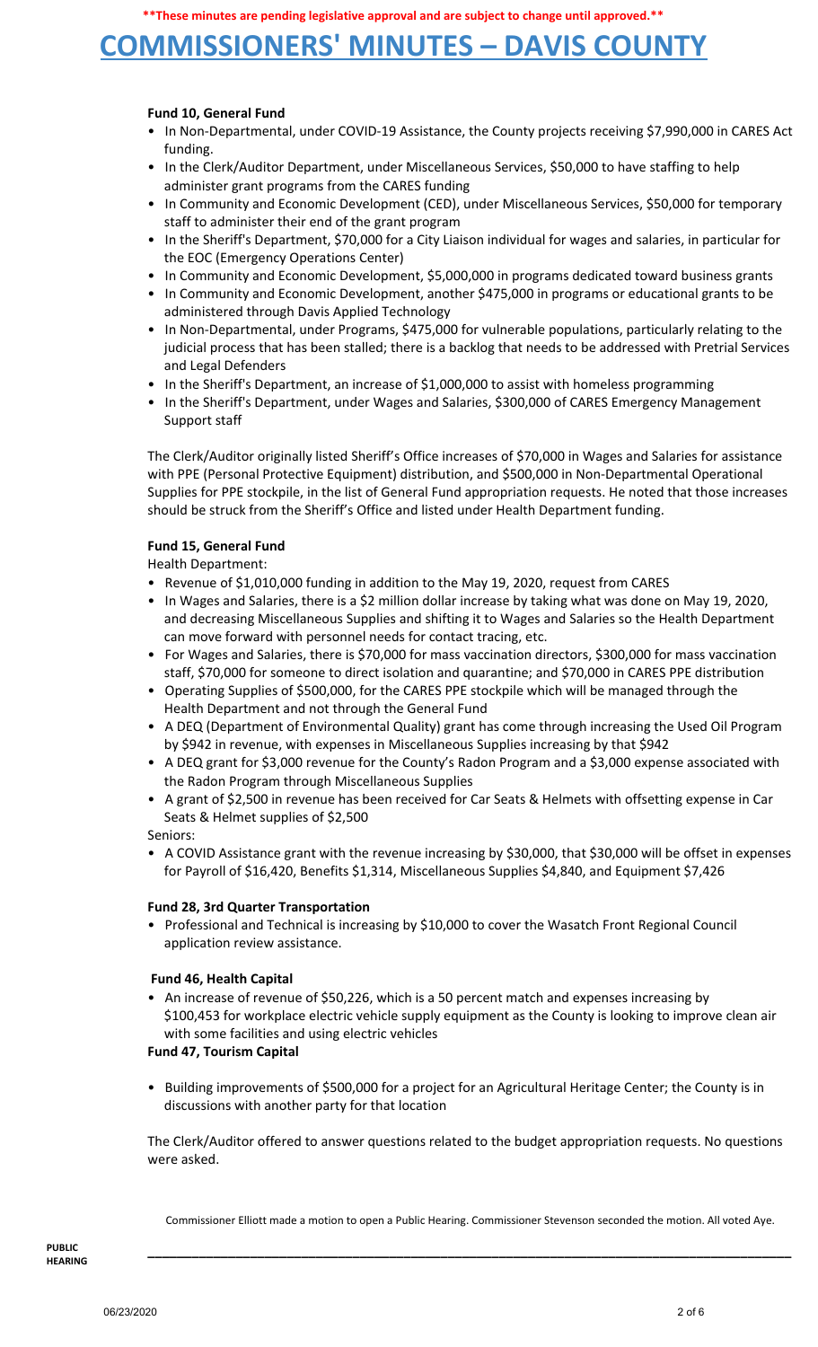**Fund 10, General Fund**

- In Non-Departmental, under COVID-19 Assistance, the County projects receiving $7,990,000 in CARES Act funding.
- In the Clerk/Auditor Department, under Miscellaneous Services, $50,000 to have staffing to help administer grant programs from the CARES funding
- In Community and Economic Development (CED), under Miscellaneous Services, $50,000 for temporary staff to administer their end of the grant program
- In the Sheriff's Department, $70,000 for a City Liaison individual for wages and salaries, in particular for the EOC (Emergency Operations Center)
- In Community and Economic Development, $5,000,000 in programs dedicated toward business grants
- In Community and Economic Development, another $475,000 in programs or educational grants to be administered through Davis Applied Technology
- In Non-Departmental, under Programs, $475,000 for vulnerable populations, particularly relating to the judicial process that has been stalled; there is a backlog that needs to be addressed with Pretrial Services and Legal Defenders
- In the Sheriff's Department, an increase of $1,000,000 to assist with homeless programming
- In the Sheriff's Department, under Wages and Salaries, $300,000 of CARES Emergency Management Support staff

The Clerk/Auditor originally listed Sheriff's Office increases of $70,000 in Wages and Salaries for assistance with PPE (Personal Protective Equipment) distribution, and $500,000 in Non-Departmental Operational Supplies for PPE stockpile, in the list of General Fund appropriation requests. He noted that those increases should be struck from the Sheriff's Office and listed under Health Department funding.

**Fund 15, General Fund**

Health Department:

- Revenue of $1,010,000 funding in addition to the May 19, 2020, request from CARES
- In Wages and Salaries, there is a $2 million dollar increase by taking what was done on May 19, 2020, and decreasing Miscellaneous Supplies and shifting it to Wages and Salaries so the Health Department can move forward with personnel needs for contact tracing, etc.
- For Wages and Salaries, there is $70,000 for mass vaccination directors, $300,000 for mass vaccination staff, $70,000 for someone to direct isolation and quarantine; and $70,000 in CARES PPE distribution
- Operating Supplies of $500,000, for the CARES PPE stockpile which will be managed through the Health Department and not through the General Fund
- A DEQ (Department of Environmental Quality) grant has come through increasing the Used Oil Program by $942 in revenue, with expenses in Miscellaneous Supplies increasing by that $942
- A DEQ grant for $3,000 revenue for the County's Radon Program and a $3,000 expense associated with the Radon Program through Miscellaneous Supplies
- A grant of $2,500 in revenue has been received for Car Seats & Helmets with offsetting expense in Car Seats & Helmet supplies of $2,500

Seniors:

- A COVID Assistance grant with the revenue increasing by $30,000, that $30,000 will be offset in expenses for Payroll of $16,420, Benefits $1,314, Miscellaneous Supplies $4,840, and Equipment $7,426

**Fund 28, 3rd Quarter Transportation**

- Professional and Technical is increasing by $10,000 to cover the Wasatch Front Regional Council application review assistance.

**Fund 46, Health Capital**

- An increase of revenue of $50,226, which is a 50 percent match and expenses increasing by $100,453 for workplace electric vehicle supply equipment as the County is looking to improve clean air with some facilities and using electric vehicles

**Fund 47, Tourism Capital**

- Building improvements of $500,000 for a project for an Agricultural Heritage Center; the County is in discussions with another party for that location

The Clerk/Auditor offered to answer questions related to the budget appropriation requests. No questions were asked.

Commissioner Elliott made a motion to open a Public Hearing. Commissioner Stevenson seconded the motion. All voted Aye.

**PUBLIC HEARING**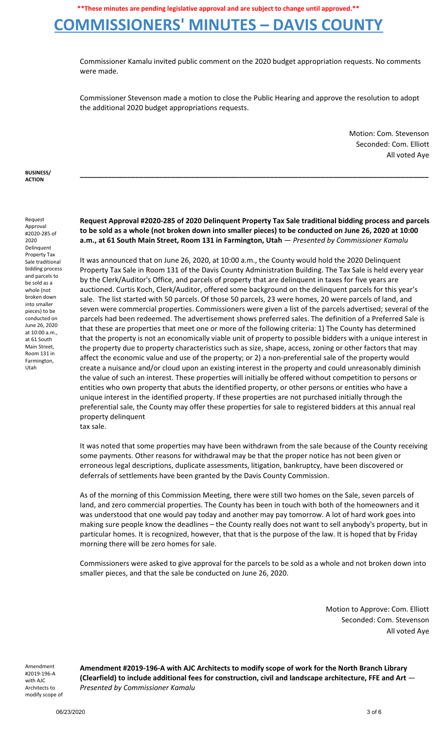**These minutes are pending legislative approval and are subject to change until approved.**

# COMMISSIONERS' MINUTES – DAVIS COUNTY

Commissioner Kamalu invited public comment on the 2020 budget appropriation requests. No comments were made.

Commissioner Stevenson made a motion to close the Public Hearing and approve the resolution to adopt the additional 2020 budget appropriations requests.

Motion: Com. Stevenson
Seconded: Com. Elliott
All voted Aye

**BUSINESS/ ACTION**

---

Request Approval #2020-285 of 2020 Delinquent Property Tax Sale traditional bidding process and parcels to be sold as a whole (not broken down into smaller pieces) to be conducted on June 26, 2020 at 10:00 a.m., at 61 South Main Street, Room 131 in Farmington, Utah

**Request Approval #2020-285 of 2020 Delinquent Property Tax Sale traditional bidding process and parcels to be sold as a whole (not broken down into smaller pieces) to be conducted on June 26, 2020 at 10:00 a.m., at 61 South Main Street, Room 131 in Farmington, Utah** — *Presented by Commissioner Kamalu*

It was announced that on June 26, 2020, at 10:00 a.m., the County would hold the 2020 Delinquent Property Tax Sale in Room 131 of the Davis County Administration Building. The Tax Sale is held every year by the Clerk/Auditor's Office, and parcels of property that are delinquent in taxes for five years are auctioned. Curtis Koch, Clerk/Auditor, offered some background on the delinquent parcels for this year's sale. The list started with 50 parcels. Of those 50 parcels, 23 were homes, 20 were parcels of land, and seven were commercial properties. Commissioners were given a list of the parcels advertised; several of the parcels had been redeemed. The advertisement shows preferred sales. The definition of a Preferred Sale is that these are properties that meet one or more of the following criteria: 1) The County has determined that the property is not an economically viable unit of property to possible bidders with a unique interest in the property due to property characteristics such as size, shape, access, zoning or other factors that may affect the economic value and use of the property; or 2) a non-preferential sale of the property would create a nuisance and/or cloud upon an existing interest in the property and could unreasonably diminish the value of such an interest. These properties will initially be offered without competition to persons or entities who own property that abuts the identified property, or other persons or entities who have a unique interest in the identified property. If these properties are not purchased initially through the preferential sale, the County may offer these properties for sale to registered bidders at this annual real property delinquent tax sale.

It was noted that some properties may have been withdrawn from the sale because of the County receiving some payments. Other reasons for withdrawal may be that the proper notice has not been given or erroneous legal descriptions, duplicate assessments, litigation, bankruptcy, have been discovered or deferrals of settlements have been granted by the Davis County Commission.

As of the morning of this Commission Meeting, there were still two homes on the Sale, seven parcels of land, and zero commercial properties. The County has been in touch with both of the homeowners and it was understood that one would pay today and another may pay tomorrow. A lot of hard work goes into making sure people know the deadlines – the County really does not want to sell anybody's property, but in particular homes. It is recognized, however, that that is the purpose of the law. It is hoped that by Friday morning there will be zero homes for sale.

Commissioners were asked to give approval for the parcels to be sold as a whole and not broken down into smaller pieces, and that the sale be conducted on June 26, 2020.

Motion to Approve: Com. Elliott
Seconded: Com. Stevenson
All voted Aye

Amendment #2019-196-A with AJC Architects to modify scope of

**Amendment #2019-196-A with AJC Architects to modify scope of work for the North Branch Library (Clearfield) to include additional fees for construction, civil and landscape architecture, FFE and Art** — *Presented by Commissioner Kamalu*

06/23/2020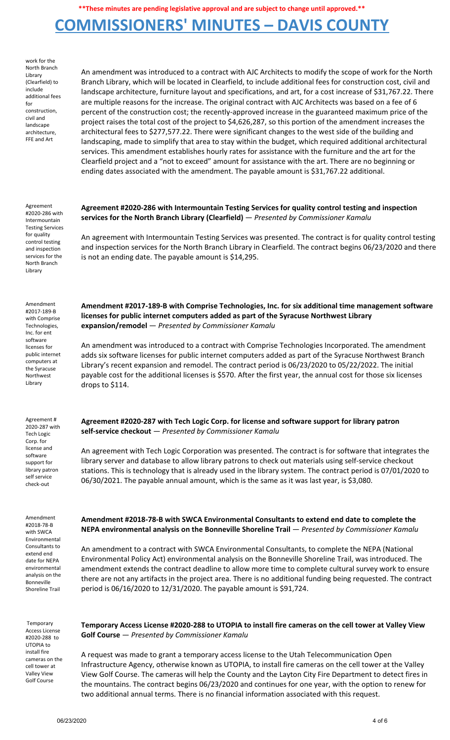**These minutes are pending legislative approval and are subject to change until approved.**

# COMMISSIONERS' MINUTES – DAVIS COUNTY

work for the North Branch Library (Clearfield) to include additional fees for construction, civil and landscape architecture, FFE and Art

An amendment was introduced to a contract with AJC Architects to modify the scope of work for the North Branch Library, which will be located in Clearfield, to include additional fees for construction cost, civil and landscape architecture, furniture layout and specifications, and art, for a cost increase of $31,767.22. There are multiple reasons for the increase. The original contract with AJC Architects was based on a fee of 6 percent of the construction cost; the recently-approved increase in the guaranteed maximum price of the project raises the total cost of the project to $4,626,287, so this portion of the amendment increases the architectural fees to $277,577.22. There were significant changes to the west side of the building and landscaping, made to simplify that area to stay within the budget, which required additional architectural services. This amendment establishes hourly rates for assistance with the furniture and the art for the Clearfield project and a "not to exceed" amount for assistance with the art. There are no beginning or ending dates associated with the amendment. The payable amount is $31,767.22 additional.

Agreement #2020-286 with Intermountain Testing Services for quality control testing and inspection services for the North Branch Library

**Agreement #2020-286 with Intermountain Testing Services for quality control testing and inspection services for the North Branch Library (Clearfield)** — *Presented by Commissioner Kamalu*

An agreement with Intermountain Testing Services was presented. The contract is for quality control testing and inspection services for the North Branch Library in Clearfield. The contract begins 06/23/2020 and there is not an ending date. The payable amount is $14,295.

Amendment #2017-189-B with Comprise Technologies, Inc. for ent software licenses for public internet computers at the Syracuse Northwest Library

**Amendment #2017-189-B with Comprise Technologies, Inc. for six additional time management software licenses for public internet computers added as part of the Syracuse Northwest Library expansion/remodel** — *Presented by Commissioner Kamalu*

An amendment was introduced to a contract with Comprise Technologies Incorporated. The amendment adds six software licenses for public internet computers added as part of the Syracuse Northwest Branch Library's recent expansion and remodel. The contract period is 06/23/2020 to 05/22/2022. The initial payable cost for the additional licenses is $570. After the first year, the annual cost for those six licenses drops to $114.

Agreement # 2020-287 with Tech Logic Corp. for license and software support for library patron self service check-out

**Agreement #2020-287 with Tech Logic Corp. for license and software support for library patron self-service checkout** — *Presented by Commissioner Kamalu*

An agreement with Tech Logic Corporation was presented. The contract is for software that integrates the library server and database to allow library patrons to check out materials using self-service checkout stations. This is technology that is already used in the library system. The contract period is 07/01/2020 to 06/30/2021. The payable annual amount, which is the same as it was last year, is $3,080.

Amendment #2018-78-B with SWCA Environmental Consultants to extend end date for NEPA environmental analysis on the Bonneville Shoreline Trail

**Amendment #2018-78-B with SWCA Environmental Consultants to extend end date to complete the NEPA environmental analysis on the Bonneville Shoreline Trail** — *Presented by Commissioner Kamalu*

An amendment to a contract with SWCA Environmental Consultants, to complete the NEPA (National Environmental Policy Act) environmental analysis on the Bonneville Shoreline Trail, was introduced. The amendment extends the contract deadline to allow more time to complete cultural survey work to ensure there are not any artifacts in the project area. There is no additional funding being requested. The contract period is 06/16/2020 to 12/31/2020. The payable amount is $91,724.

Temporary Access License #2020-288 to UTOPIA to install fire cameras on the cell tower at Valley View Golf Course

**Temporary Access License #2020-288 to UTOPIA to install fire cameras on the cell tower at Valley View Golf Course** — *Presented by Commissioner Kamalu*

A request was made to grant a temporary access license to the Utah Telecommunication Open Infrastructure Agency, otherwise known as UTOPIA, to install fire cameras on the cell tower at the Valley View Golf Course. The cameras will help the County and the Layton City Fire Department to detect fires in the mountains. The contract begins 06/23/2020 and continues for one year, with the option to renew for two additional annual terms. There is no financial information associated with this request.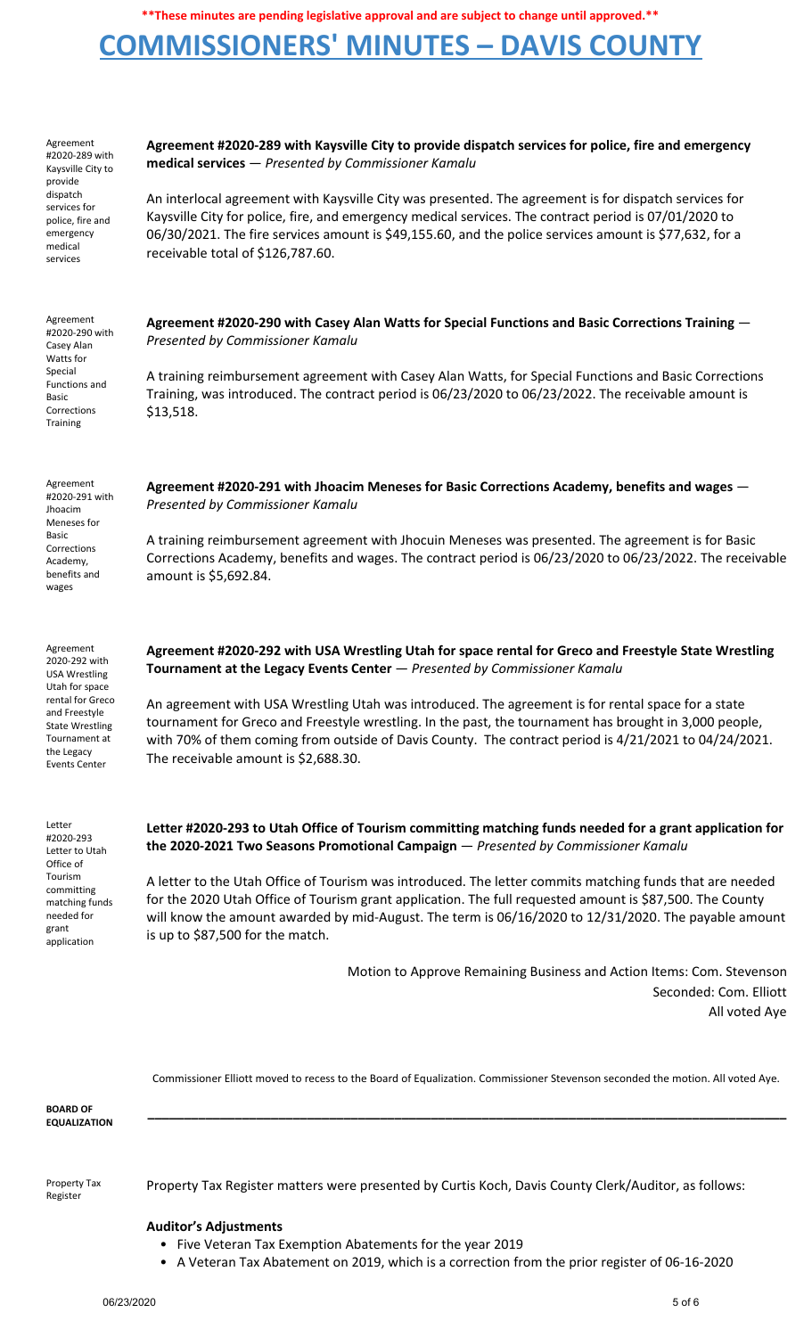**\*\*These minutes are pending legislative approval and are subject to change until approved.\*\***

# COMMISSIONERS' MINUTES – DAVIS COUNTY

Agreement #2020-289 with Kaysville City to provide dispatch services for police, fire and emergency medical services

**Agreement #2020-289 with Kaysville City to provide dispatch services for police, fire and emergency medical services** — *Presented by Commissioner Kamalu*

An interlocal agreement with Kaysville City was presented. The agreement is for dispatch services for Kaysville City for police, fire, and emergency medical services. The contract period is 07/01/2020 to 06/30/2021. The fire services amount is $49,155.60, and the police services amount is $77,632, for a receivable total of $126,787.60.

Agreement #2020-290 with Casey Alan Watts for Special Functions and Basic Corrections Training

**Agreement #2020-290 with Casey Alan Watts for Special Functions and Basic Corrections Training** — *Presented by Commissioner Kamalu*

A training reimbursement agreement with Casey Alan Watts, for Special Functions and Basic Corrections Training, was introduced. The contract period is 06/23/2020 to 06/23/2022. The receivable amount is $13,518.

Agreement #2020-291 with Jhoacim Meneses for Basic Corrections Academy, benefits and wages

**Agreement #2020-291 with Jhoacim Meneses for Basic Corrections Academy, benefits and wages** — *Presented by Commissioner Kamalu*

A training reimbursement agreement with Jhocuin Meneses was presented. The agreement is for Basic Corrections Academy, benefits and wages. The contract period is 06/23/2020 to 06/23/2022. The receivable amount is $5,692.84.

Agreement 2020-292 with USA Wrestling Utah for space rental for Greco and Freestyle State Wrestling Tournament at the Legacy Events Center

**Agreement #2020-292 with USA Wrestling Utah for space rental for Greco and Freestyle State Wrestling Tournament at the Legacy Events Center** — *Presented by Commissioner Kamalu*

An agreement with USA Wrestling Utah was introduced. The agreement is for rental space for a state tournament for Greco and Freestyle wrestling. In the past, the tournament has brought in 3,000 people, with 70% of them coming from outside of Davis County. The contract period is 4/21/2021 to 04/24/2021. The receivable amount is $2,688.30.

Letter #2020-293 Letter to Utah Office of Tourism committing matching funds needed for grant application

**Letter #2020-293 to Utah Office of Tourism committing matching funds needed for a grant application for the 2020-2021 Two Seasons Promotional Campaign** — *Presented by Commissioner Kamalu*

A letter to the Utah Office of Tourism was introduced. The letter commits matching funds that are needed for the 2020 Utah Office of Tourism grant application. The full requested amount is $87,500. The County will know the amount awarded by mid-August. The term is 06/16/2020 to 12/31/2020. The payable amount is up to $87,500 for the match.

Motion to Approve Remaining Business and Action Items: Com. Stevenson
Seconded: Com. Elliott
All voted Aye

Commissioner Elliott moved to recess to the Board of Equalization. Commissioner Stevenson seconded the motion. All voted Aye.

**BOARD OF EQUALIZATION**

---

Property Tax Register

Property Tax Register matters were presented by Curtis Koch, Davis County Clerk/Auditor, as follows:

**Auditor's Adjustments**

- Five Veteran Tax Exemption Abatements for the year 2019
- A Veteran Tax Abatement on 2019, which is a correction from the prior register of 06-16-2020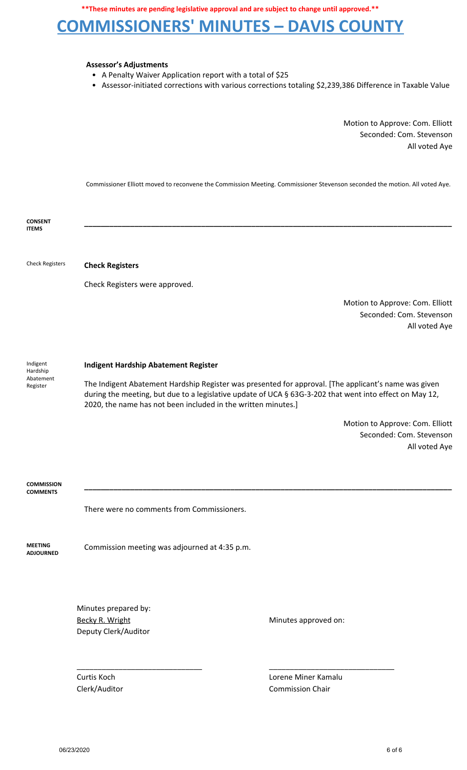**These minutes are pending legislative approval and are subject to change until approved.**

# COMMISSIONERS' MINUTES – DAVIS COUNTY

**Assessor's Adjustments**

- A Penalty Waiver Application report with a total of $25
- Assessor-initiated corrections with various corrections totaling $2,239,386 Difference in Taxable Value

Motion to Approve: Com. Elliott
Seconded: Com. Stevenson
All voted Aye

Commissioner Elliott moved to reconvene the Commission Meeting. Commissioner Stevenson seconded the motion. All voted Aye.

**CONSENT ITEMS**

Check Registers

**Check Registers**

Check Registers were approved.

Motion to Approve: Com. Elliott
Seconded: Com. Stevenson
All voted Aye

Indigent Hardship Abatement Register

**Indigent Hardship Abatement Register**

The Indigent Abatement Hardship Register was presented for approval. [The applicant's name was given during the meeting, but due to a legislative update of UCA § 63G-3-202 that went into effect on May 12, 2020, the name has not been included in the written minutes.]

Motion to Approve: Com. Elliott
Seconded: Com. Stevenson
All voted Aye

**COMMISSION COMMENTS**

There were no comments from Commissioners.

**MEETING ADJOURNED**

Commission meeting was adjourned at 4:35 p.m.

Minutes prepared by:
Becky R. Wright
Deputy Clerk/Auditor

Minutes approved on:

\_\_\_\_\_\_\_\_\_\_\_\_\_\_\_\_\_\_\_\_\_\_\_\_\_\_\_\_\_\_
Curtis Koch
Clerk/Auditor

\_\_\_\_\_\_\_\_\_\_\_\_\_\_\_\_\_\_\_\_\_\_\_\_\_\_\_\_\_\_
Lorene Miner Kamalu
Commission Chair

06/23/2020